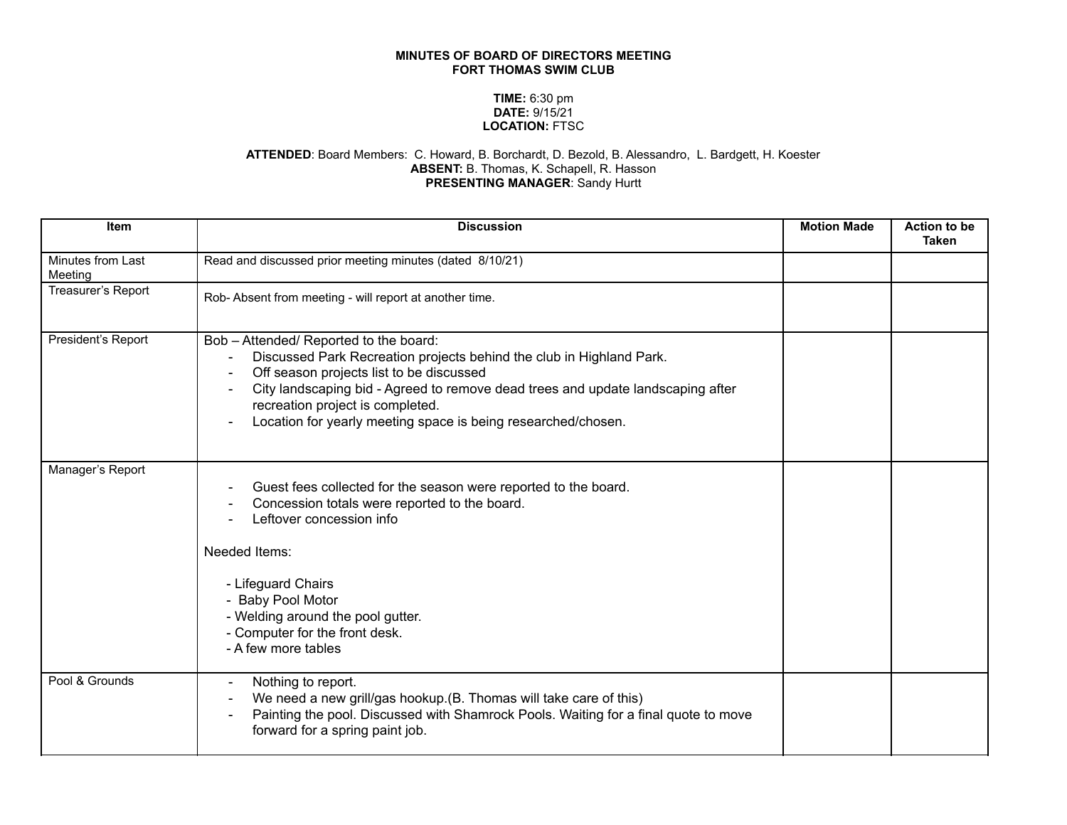**MINUTES OF BOARD OF DIRECTORS MEETING**
**FORT THOMAS SWIM CLUB**

**TIME:** 6:30 pm
**DATE:** 9/15/21
**LOCATION:** FTSC

**ATTENDED**: Board Members: C. Howard, B. Borchardt, D. Bezold, B. Alessandro, L. Bardgett, H. Koester
**ABSENT:** B. Thomas, K. Schapell, R. Hasson
**PRESENTING MANAGER**: Sandy Hurtt

| Item | Discussion | Motion Made | Action to be Taken |
|---|---|---|---|
| Minutes from Last Meeting | Read and discussed prior meeting minutes (dated 8/10/21) | | |
| Treasurer's Report | Rob- Absent from meeting - will report at another time. | | |
| President's Report | Bob – Attended/ Reported to the board:<br>- Discussed Park Recreation projects behind the club in Highland Park.<br>- Off season projects list to be discussed<br>- City landscaping bid - Agreed to remove dead trees and update landscaping after recreation project is completed.<br>- Location for yearly meeting space is being researched/chosen. | | |
| Manager's Report | - Guest fees collected for the season were reported to the board.<br>- Concession totals were reported to the board.<br>- Leftover concession info<br><br>Needed Items:<br><br>- Lifeguard Chairs<br>- Baby Pool Motor<br>- Welding around the pool gutter.<br>- Computer for the front desk.<br>- A few more tables | | |
| Pool & Grounds | - Nothing to report.<br>- We need a new grill/gas hookup.(B. Thomas will take care of this)<br>- Painting the pool. Discussed with Shamrock Pools. Waiting for a final quote to move forward for a spring paint job. | | |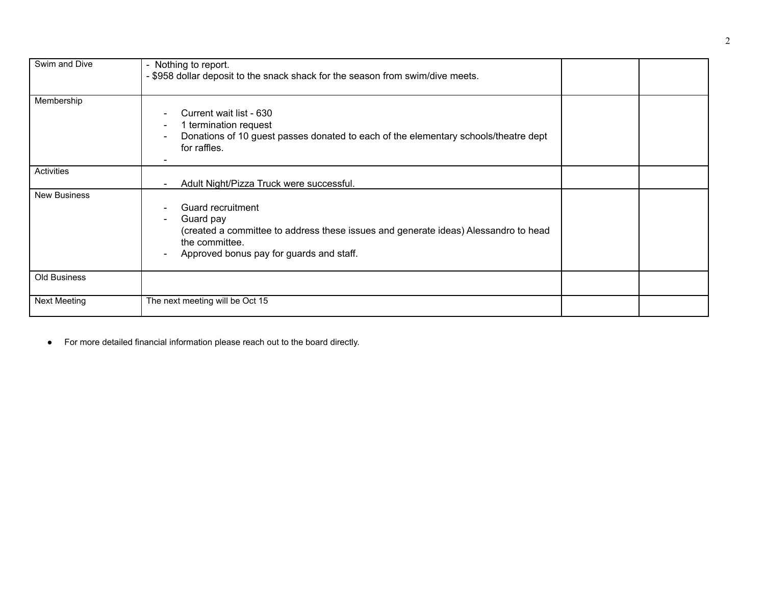| | | | |
|---|---|---|---|
| Swim and Dive | - Nothing to report.<br>- $958 dollar deposit to the snack shack for the season from swim/dive meets. | | |
| Membership | - Current wait list - 630<br>- 1 termination request<br>- Donations of 10 guest passes donated to each of the elementary schools/theatre dept for raffles.<br>- | | |
| Activities | - Adult Night/Pizza Truck were successful. | | |
| New Business | - Guard recruitment<br>- Guard pay<br>(created a committee to address these issues and generate ideas) Alessandro to head the committee.<br>- Approved bonus pay for guards and staff. | | |
| Old Business | | | |
| Next Meeting | The next meeting will be Oct 15 | | |

- For more detailed financial information please reach out to the board directly.